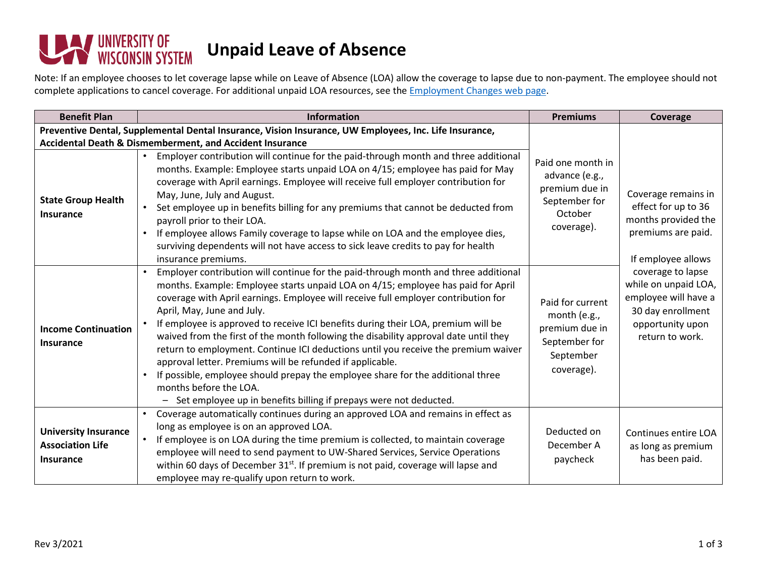# Unpaid Leave of Absence

Note: If an employee chooses to let coverage lapse while on Leave of Absence (LOA) allow the coverage to lapse due to non-payment. The employee should not complete applications to cancel coverage. For additional unpaid LOA resources, see the [Employment Changes web page](#).

| Benefit Plan | Information | Premiums | Coverage |
|---|---|---|---|
| **Preventive Dental, Supplemental Dental Insurance, Vision Insurance, UW Employees, Inc. Life Insurance, Accidental Death & Dismemberment, and Accident Insurance** | | | |
| **State Group Health Insurance** | • Employer contribution will continue for the paid-through month and three additional months. Example: Employee starts unpaid LOA on 4/15; employee has paid for May coverage with April earnings. Employee will receive full employer contribution for May, June, July and August.<br>• Set employee up in benefits billing for any premiums that cannot be deducted from payroll prior to their LOA.<br>• If employee allows Family coverage to lapse while on LOA and the employee dies, surviving dependents will not have access to sick leave credits to pay for health insurance premiums. | Paid one month in advance (e.g., premium due in September for October coverage). | Coverage remains in effect for up to 36 months provided the premiums are paid.<br><br>If employee allows coverage to lapse while on unpaid LOA, employee will have a 30 day enrollment opportunity upon return to work. |
| **Income Continuation Insurance** | • Employer contribution will continue for the paid-through month and three additional months. Example: Employee starts unpaid LOA on 4/15; employee has paid for April coverage with April earnings. Employee will receive full employer contribution for April, May, June and July.<br>• If employee is approved to receive ICI benefits during their LOA, premium will be waived from the first of the month following the disability approval date until they return to employment. Continue ICI deductions until you receive the premium waiver approval letter. Premiums will be refunded if applicable.<br>• If possible, employee should prepay the employee share for the additional three months before the LOA.<br>&nbsp;&nbsp;– Set employee up in benefits billing if prepays were not deducted. | Paid for current month (e.g., premium due in September for September coverage). | |
| **University Insurance Association Life Insurance** | • Coverage automatically continues during an approved LOA and remains in effect as long as employee is on an approved LOA.<br>• If employee is on LOA during the time premium is collected, to maintain coverage employee will need to send payment to UW-Shared Services, Service Operations within 60 days of December 31st. If premium is not paid, coverage will lapse and employee may re-qualify upon return to work. | Deducted on December A paycheck | Continues entire LOA as long as premium has been paid. |

Rev 3/2021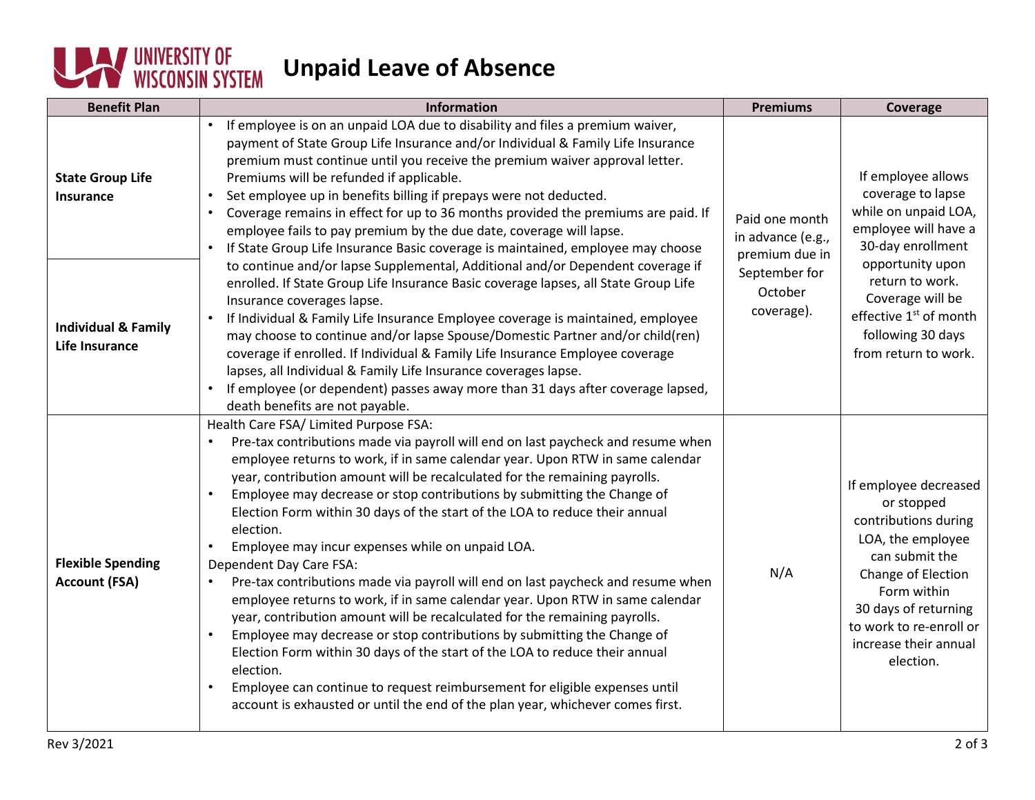# Unpaid Leave of Absence

| Benefit Plan | Information | Premiums | Coverage |
| --- | --- | --- | --- |
| **State Group Life Insurance** / **Individual & Family Life Insurance** | • If employee is on an unpaid LOA due to disability and files a premium waiver, payment of State Group Life Insurance and/or Individual & Family Life Insurance premium must continue until you receive the premium waiver approval letter. Premiums will be refunded if applicable.<br>• Set employee up in benefits billing if prepays were not deducted.<br>• Coverage remains in effect for up to 36 months provided the premiums are paid. If employee fails to pay premium by the due date, coverage will lapse.<br>• If State Group Life Insurance Basic coverage is maintained, employee may choose to continue and/or lapse Supplemental, Additional and/or Dependent coverage if enrolled. If State Group Life Insurance Basic coverage lapses, all State Group Life Insurance coverages lapse.<br>• If Individual & Family Life Insurance Employee coverage is maintained, employee may choose to continue and/or lapse Spouse/Domestic Partner and/or child(ren) coverage if enrolled. If Individual & Family Life Insurance Employee coverage lapses, all Individual & Family Life Insurance coverages lapse.<br>• If employee (or dependent) passes away more than 31 days after coverage lapsed, death benefits are not payable. | Paid one month in advance (e.g., premium due in September for October coverage). | If employee allows coverage to lapse while on unpaid LOA, employee will have a 30-day enrollment opportunity upon return to work. Coverage will be effective 1st of month following 30 days from return to work. |
| **Flexible Spending Account (FSA)** | Health Care FSA/ Limited Purpose FSA:<br>• Pre-tax contributions made via payroll will end on last paycheck and resume when employee returns to work, if in same calendar year. Upon RTW in same calendar year, contribution amount will be recalculated for the remaining payrolls.<br>• Employee may decrease or stop contributions by submitting the Change of Election Form within 30 days of the start of the LOA to reduce their annual election.<br>• Employee may incur expenses while on unpaid LOA.<br>Dependent Day Care FSA:<br>• Pre-tax contributions made via payroll will end on last paycheck and resume when employee returns to work, if in same calendar year. Upon RTW in same calendar year, contribution amount will be recalculated for the remaining payrolls.<br>• Employee may decrease or stop contributions by submitting the Change of Election Form within 30 days of the start of the LOA to reduce their annual election.<br>• Employee can continue to request reimbursement for eligible expenses until account is exhausted or until the end of the plan year, whichever comes first. | N/A | If employee decreased or stopped contributions during LOA, the employee can submit the Change of Election Form within 30 days of returning to work to re-enroll or increase their annual election. |

Rev 3/2021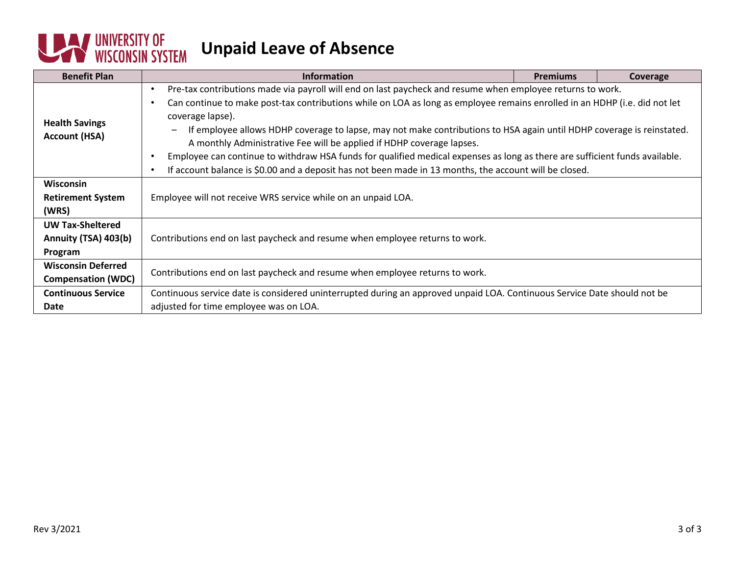# Unpaid Leave of Absence

| Benefit Plan | Information | Premiums | Coverage |
|---|---|---|---|
| **Health Savings Account (HSA)** | • Pre-tax contributions made via payroll will end on last paycheck and resume when employee returns to work.<br>• Can continue to make post-tax contributions while on LOA as long as employee remains enrolled in an HDHP (i.e. did not let coverage lapse).<br>&nbsp;&nbsp;– If employee allows HDHP coverage to lapse, may not make contributions to HSA again until HDHP coverage is reinstated. A monthly Administrative Fee will be applied if HDHP coverage lapses.<br>• Employee can continue to withdraw HSA funds for qualified medical expenses as long as there are sufficient funds available.<br>• If account balance is $0.00 and a deposit has not been made in 13 months, the account will be closed. | | |
| **Wisconsin Retirement System (WRS)** | Employee will not receive WRS service while on an unpaid LOA. | | |
| **UW Tax-Sheltered Annuity (TSA) 403(b) Program** | Contributions end on last paycheck and resume when employee returns to work. | | |
| **Wisconsin Deferred Compensation (WDC)** | Contributions end on last paycheck and resume when employee returns to work. | | |
| **Continuous Service Date** | Continuous service date is considered uninterrupted during an approved unpaid LOA. Continuous Service Date should not be adjusted for time employee was on LOA. | | |

Rev 3/2021